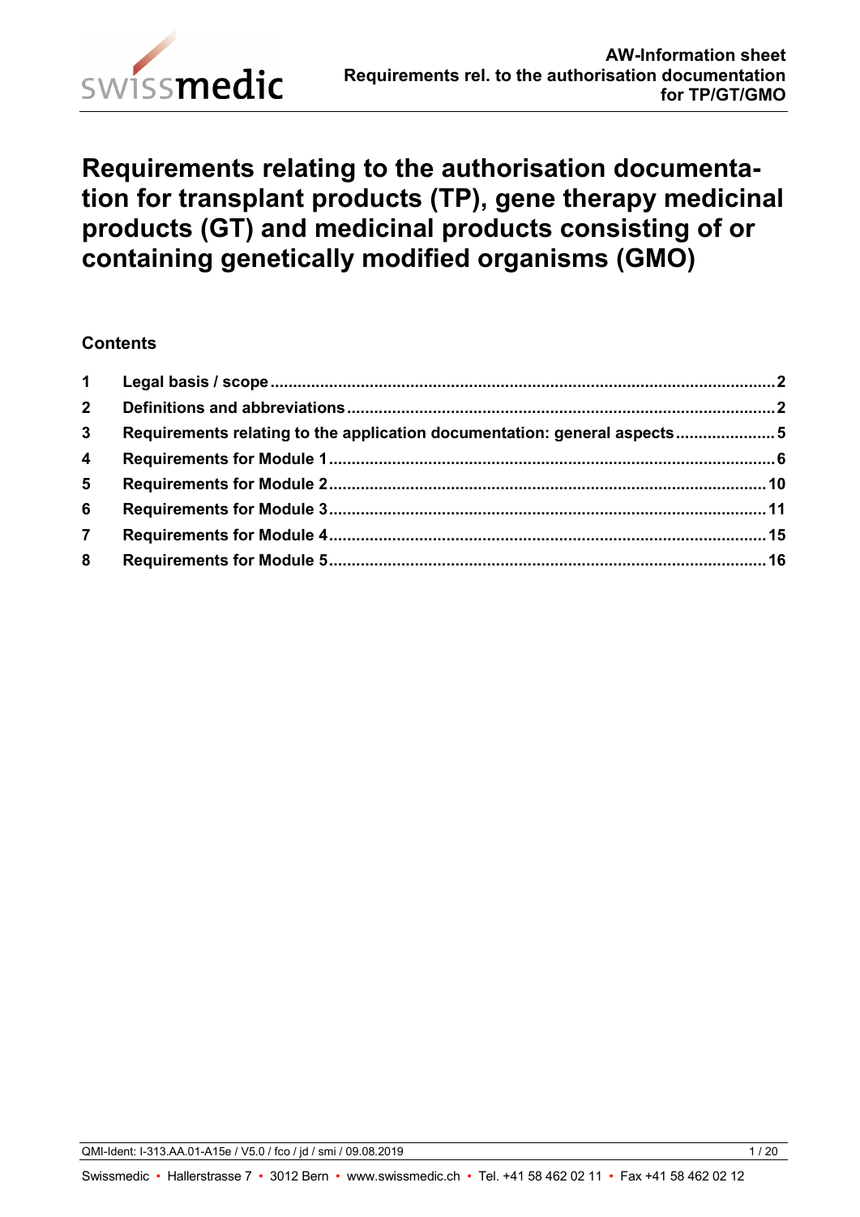# Requirements relating to the authorisation documentation for transplant products (TP), gene therapy medicinal products (GT) and medicinal products consisting of or containing genetically modified organisms (GMO)

## Contents

| | | |
|---|---|---|
| 1 | Legal basis / scope | 2 |
| 2 | Definitions and abbreviations | 2 |
| 3 | Requirements relating to the application documentation: general aspects | 5 |
| 4 | Requirements for Module 1 | 6 |
| 5 | Requirements for Module 2 | 10 |
| 6 | Requirements for Module 3 | 11 |
| 7 | Requirements for Module 4 | 15 |
| 8 | Requirements for Module 5 | 16 |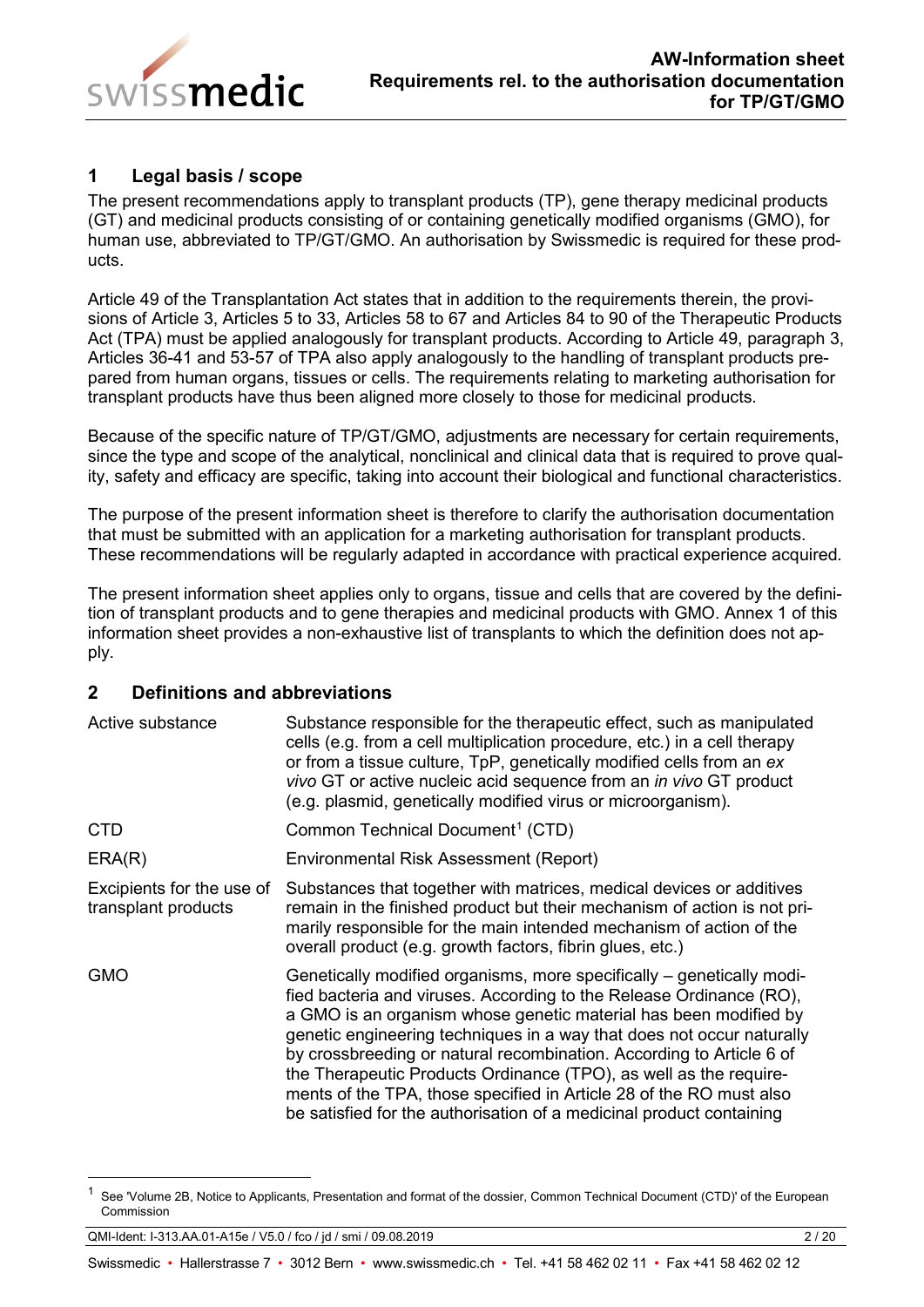## 1 Legal basis / scope

The present recommendations apply to transplant products (TP), gene therapy medicinal products (GT) and medicinal products consisting of or containing genetically modified organisms (GMO), for human use, abbreviated to TP/GT/GMO. An authorisation by Swissmedic is required for these products.

Article 49 of the Transplantation Act states that in addition to the requirements therein, the provisions of Article 3, Articles 5 to 33, Articles 58 to 67 and Articles 84 to 90 of the Therapeutic Products Act (TPA) must be applied analogously for transplant products. According to Article 49, paragraph 3, Articles 36-41 and 53-57 of TPA also apply analogously to the handling of transplant products prepared from human organs, tissues or cells. The requirements relating to marketing authorisation for transplant products have thus been aligned more closely to those for medicinal products.

Because of the specific nature of TP/GT/GMO, adjustments are necessary for certain requirements, since the type and scope of the analytical, nonclinical and clinical data that is required to prove quality, safety and efficacy are specific, taking into account their biological and functional characteristics.

The purpose of the present information sheet is therefore to clarify the authorisation documentation that must be submitted with an application for a marketing authorisation for transplant products. These recommendations will be regularly adapted in accordance with practical experience acquired.

The present information sheet applies only to organs, tissue and cells that are covered by the definition of transplant products and to gene therapies and medicinal products with GMO. Annex 1 of this information sheet provides a non-exhaustive list of transplants to which the definition does not apply.

## 2 Definitions and abbreviations

| | |
|---|---|
| Active substance | Substance responsible for the therapeutic effect, such as manipulated cells (e.g. from a cell multiplication procedure, etc.) in a cell therapy or from a tissue culture, TpP, genetically modified cells from an *ex vivo* GT or active nucleic acid sequence from an *in vivo* GT product (e.g. plasmid, genetically modified virus or microorganism). |
| CTD | Common Technical Document[1] (CTD) |
| ERA(R) | Environmental Risk Assessment (Report) |
| Excipients for the use of transplant products | Substances that together with matrices, medical devices or additives remain in the finished product but their mechanism of action is not primarily responsible for the main intended mechanism of action of the overall product (e.g. growth factors, fibrin glues, etc.) |
| GMO | Genetically modified organisms, more specifically – genetically modified bacteria and viruses. According to the Release Ordinance (RO), a GMO is an organism whose genetic material has been modified by genetic engineering techniques in a way that does not occur naturally by crossbreeding or natural recombination. According to Article 6 of the Therapeutic Products Ordinance (TPO), as well as the requirements of the TPA, those specified in Article 28 of the RO must also be satisfied for the authorisation of a medicinal product containing |

[1] See 'Volume 2B, Notice to Applicants, Presentation and format of the dossier, Common Technical Document (CTD)' of the European Commission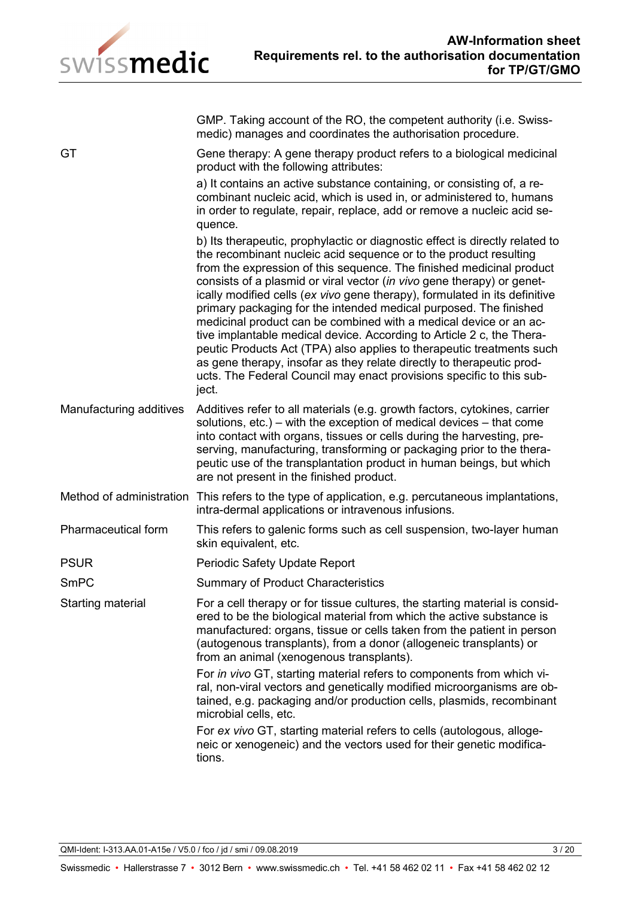| | |
|---|---|
| | GMP. Taking account of the RO, the competent authority (i.e. Swissmedic) manages and coordinates the authorisation procedure. |
| GT | Gene therapy: A gene therapy product refers to a biological medicinal product with the following attributes:<br>a) It contains an active substance containing, or consisting of, a recombinant nucleic acid, which is used in, or administered to, humans in order to regulate, repair, replace, add or remove a nucleic acid sequence.<br>b) Its therapeutic, prophylactic or diagnostic effect is directly related to the recombinant nucleic acid sequence or to the product resulting from the expression of this sequence. The finished medicinal product consists of a plasmid or viral vector (*in vivo* gene therapy) or genetically modified cells (*ex vivo* gene therapy), formulated in its definitive primary packaging for the intended medical purposed. The finished medicinal product can be combined with a medical device or an active implantable medical device. According to Article 2 c, the Therapeutic Products Act (TPA) also applies to therapeutic treatments such as gene therapy, insofar as they relate directly to therapeutic products. The Federal Council may enact provisions specific to this subject. |
| Manufacturing additives | Additives refer to all materials (e.g. growth factors, cytokines, carrier solutions, etc.) – with the exception of medical devices – that come into contact with organs, tissues or cells during the harvesting, preserving, manufacturing, transforming or packaging prior to the therapeutic use of the transplantation product in human beings, but which are not present in the finished product. |
| Method of administration | This refers to the type of application, e.g. percutaneous implantations, intra-dermal applications or intravenous infusions. |
| Pharmaceutical form | This refers to galenic forms such as cell suspension, two-layer human skin equivalent, etc. |
| PSUR | Periodic Safety Update Report |
| SmPC | Summary of Product Characteristics |
| Starting material | For a cell therapy or for tissue cultures, the starting material is considered to be the biological material from which the active substance is manufactured: organs, tissue or cells taken from the patient in person (autogenous transplants), from a donor (allogeneic transplants) or from an animal (xenogenous transplants).<br>For *in vivo* GT, starting material refers to components from which viral, non-viral vectors and genetically modified microorganisms are obtained, e.g. packaging and/or production cells, plasmids, recombinant microbial cells, etc.<br>For *ex vivo* GT, starting material refers to cells (autologous, allogeneic or xenogeneic) and the vectors used for their genetic modifications. |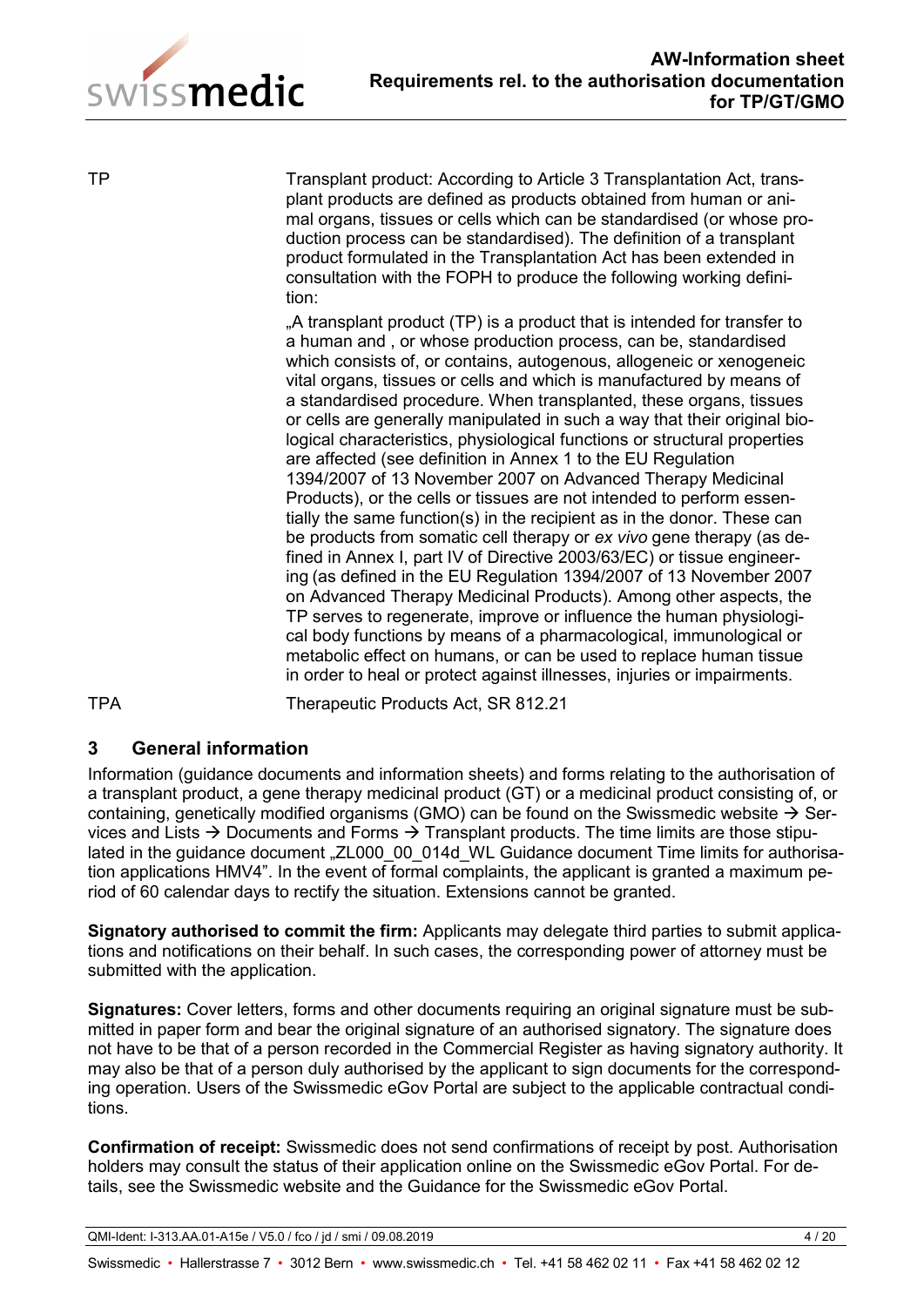| | |
|---|---|
| TP | Transplant product: According to Article 3 Transplantation Act, transplant products are defined as products obtained from human or animal organs, tissues or cells which can be standardised (or whose production process can be standardised). The definition of a transplant product formulated in the Transplantation Act has been extended in consultation with the FOPH to produce the following working definition:<br>„A transplant product (TP) is a product that is intended for transfer to a human and , or whose production process, can be, standardised which consists of, or contains, autogenous, allogeneic or xenogeneic vital organs, tissues or cells and which is manufactured by means of a standardised procedure. When transplanted, these organs, tissues or cells are generally manipulated in such a way that their original biological characteristics, physiological functions or structural properties are affected (see definition in Annex 1 to the EU Regulation 1394/2007 of 13 November 2007 on Advanced Therapy Medicinal Products), or the cells or tissues are not intended to perform essentially the same function(s) in the recipient as in the donor. These can be products from somatic cell therapy or *ex vivo* gene therapy (as defined in Annex I, part IV of Directive 2003/63/EC) or tissue engineering (as defined in the EU Regulation 1394/2007 of 13 November 2007 on Advanced Therapy Medicinal Products). Among other aspects, the TP serves to regenerate, improve or influence the human physiological body functions by means of a pharmacological, immunological or metabolic effect on humans, or can be used to replace human tissue in order to heal or protect against illnesses, injuries or impairments. |
| TPA | Therapeutic Products Act, SR 812.21 |

## 3 General information

Information (guidance documents and information sheets) and forms relating to the authorisation of a transplant product, a gene therapy medicinal product (GT) or a medicinal product consisting of, or containing, genetically modified organisms (GMO) can be found on the Swissmedic website → Services and Lists → Documents and Forms → Transplant products. The time limits are those stipulated in the guidance document „ZL000_00_014d_WL Guidance document Time limits for authorisation applications HMV4". In the event of formal complaints, the applicant is granted a maximum period of 60 calendar days to rectify the situation. Extensions cannot be granted.

**Signatory authorised to commit the firm:** Applicants may delegate third parties to submit applications and notifications on their behalf. In such cases, the corresponding power of attorney must be submitted with the application.

**Signatures:** Cover letters, forms and other documents requiring an original signature must be submitted in paper form and bear the original signature of an authorised signatory. The signature does not have to be that of a person recorded in the Commercial Register as having signatory authority. It may also be that of a person duly authorised by the applicant to sign documents for the corresponding operation. Users of the Swissmedic eGov Portal are subject to the applicable contractual conditions.

**Confirmation of receipt:** Swissmedic does not send confirmations of receipt by post. Authorisation holders may consult the status of their application online on the Swissmedic eGov Portal. For details, see the Swissmedic website and the Guidance for the Swissmedic eGov Portal.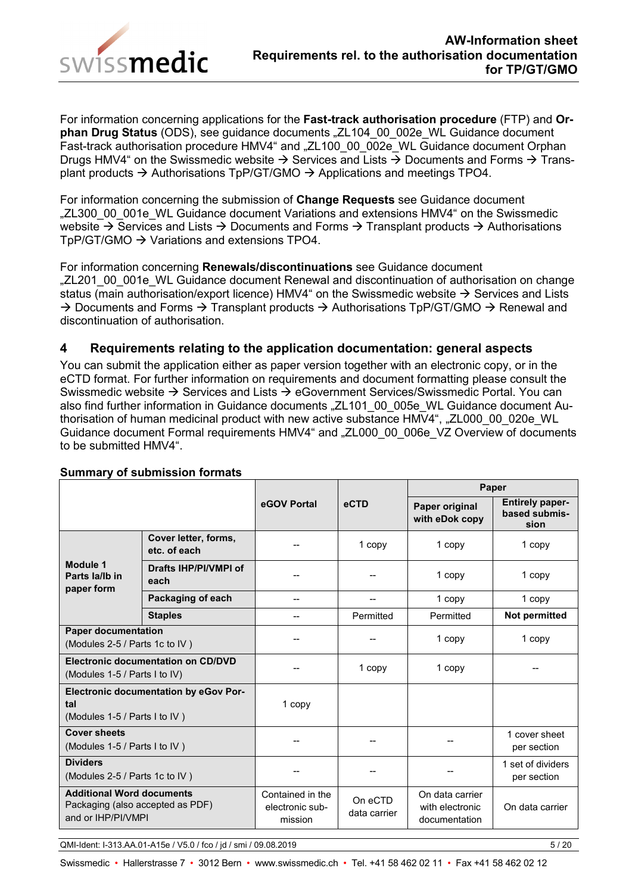For information concerning applications for the **Fast-track authorisation procedure** (FTP) and **Orphan Drug Status** (ODS), see guidance documents „ZL104_00_002e_WL Guidance document Fast-track authorisation procedure HMV4“ and „ZL100_00_002e_WL Guidance document Orphan Drugs HMV4“ on the Swissmedic website → Services and Lists → Documents and Forms → Transplant products → Authorisations TpP/GT/GMO → Applications and meetings TPO4.

For information concerning the submission of **Change Requests** see Guidance document „ZL300_00_001e_WL Guidance document Variations and extensions HMV4“ on the Swissmedic website → Services and Lists → Documents and Forms → Transplant products → Authorisations TpP/GT/GMO → Variations and extensions TPO4.

For information concerning **Renewals/discontinuations** see Guidance document „ZL201_00_001e_WL Guidance document Renewal and discontinuation of authorisation on change status (main authorisation/export licence) HMV4“ on the Swissmedic website → Services and Lists → Documents and Forms → Transplant products → Authorisations TpP/GT/GMO → Renewal and discontinuation of authorisation.

## 4 Requirements relating to the application documentation: general aspects

You can submit the application either as paper version together with an electronic copy, or in the eCTD format. For further information on requirements and document formatting please consult the Swissmedic website → Services and Lists → eGovernment Services/Swissmedic Portal. You can also find further information in Guidance documents „ZL101_00_005e_WL Guidance document Authorisation of human medicinal product with new active substance HMV4“, „ZL000_00_020e_WL Guidance document Formal requirements HMV4“ and „ZL000_00_006e_VZ Overview of documents to be submitted HMV4“.

**Summary of submission formats**

| | | eGOV Portal | eCTD | Paper | |
|---|---|---|---|---|---|
| | | | | **Paper original with eDok copy** | **Entirely paper-based submission** |
| **Module 1 Parts Ia/Ib in paper form** | **Cover letter, forms, etc. of each** | -- | 1 copy | 1 copy | 1 copy |
| | **Drafts IHP/PI/VMPI of each** | -- | -- | 1 copy | 1 copy |
| | **Packaging of each** | -- | -- | 1 copy | 1 copy |
| | **Staples** | -- | Permitted | Permitted | **Not permitted** |
| **Paper documentation** (Modules 2-5 / Parts 1c to IV ) | | -- | -- | 1 copy | 1 copy |
| **Electronic documentation on CD/DVD** (Modules 1-5 / Parts I to IV) | | -- | 1 copy | 1 copy | -- |
| **Electronic documentation by eGov Portal** (Modules 1-5 / Parts I to IV ) | | 1 copy | | | |
| **Cover sheets** (Modules 1-5 / Parts I to IV ) | | -- | -- | -- | 1 cover sheet per section |
| **Dividers** (Modules 2-5 / Parts 1c to IV ) | | -- | -- | -- | 1 set of dividers per section |
| **Additional Word documents** Packaging (also accepted as PDF) and or IHP/PI/VMPI | | Contained in the electronic submission | On eCTD data carrier | On data carrier with electronic documentation | On data carrier |

QMI-Ident: I-313.AA.01-A15e / V5.0 / fco / jd / smi / 09.08.2019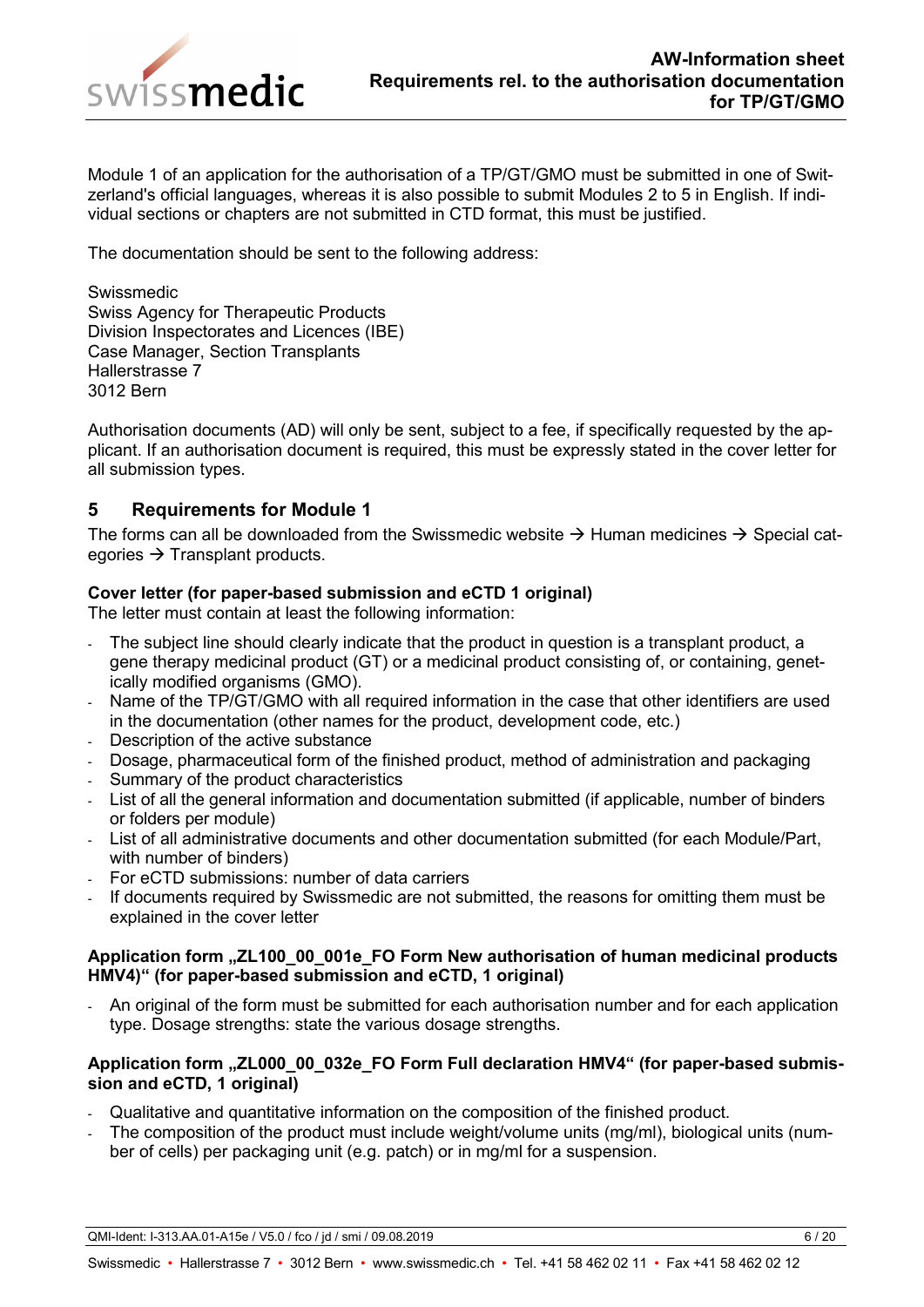Module 1 of an application for the authorisation of a TP/GT/GMO must be submitted in one of Switzerland's official languages, whereas it is also possible to submit Modules 2 to 5 in English. If individual sections or chapters are not submitted in CTD format, this must be justified.

The documentation should be sent to the following address:

Swissmedic  
Swiss Agency for Therapeutic Products  
Division Inspectorates and Licences (IBE)  
Case Manager, Section Transplants  
Hallerstrasse 7  
3012 Bern

Authorisation documents (AD) will only be sent, subject to a fee, if specifically requested by the applicant. If an authorisation document is required, this must be expressly stated in the cover letter for all submission types.

## 5 Requirements for Module 1

The forms can all be downloaded from the Swissmedic website → Human medicines → Special categories → Transplant products.

**Cover letter (for paper-based submission and eCTD 1 original)**  
The letter must contain at least the following information:

- The subject line should clearly indicate that the product in question is a transplant product, a gene therapy medicinal product (GT) or a medicinal product consisting of, or containing, genetically modified organisms (GMO).
- Name of the TP/GT/GMO with all required information in the case that other identifiers are used in the documentation (other names for the product, development code, etc.)
- Description of the active substance
- Dosage, pharmaceutical form of the finished product, method of administration and packaging
- Summary of the product characteristics
- List of all the general information and documentation submitted (if applicable, number of binders or folders per module)
- List of all administrative documents and other documentation submitted (for each Module/Part, with number of binders)
- For eCTD submissions: number of data carriers
- If documents required by Swissmedic are not submitted, the reasons for omitting them must be explained in the cover letter

**Application form „ZL100_00_001e_FO Form New authorisation of human medicinal products HMV4" (for paper-based submission and eCTD, 1 original)**

- An original of the form must be submitted for each authorisation number and for each application type. Dosage strengths: state the various dosage strengths.

**Application form „ZL000_00_032e_FO Form Full declaration HMV4" (for paper-based submission and eCTD, 1 original)**

- Qualitative and quantitative information on the composition of the finished product.
- The composition of the product must include weight/volume units (mg/ml), biological units (number of cells) per packaging unit (e.g. patch) or in mg/ml for a suspension.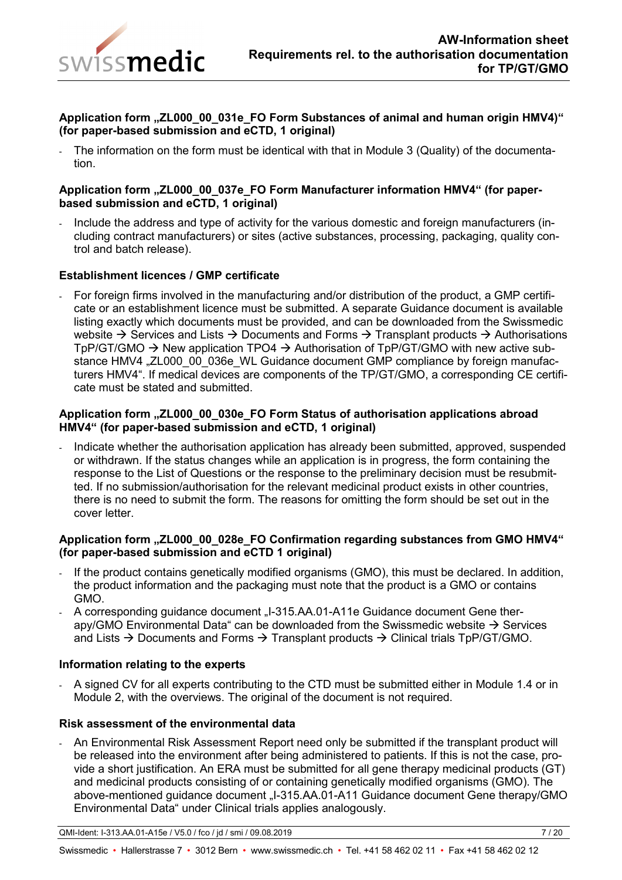**Application form „ZL000_00_031e_FO Form Substances of animal and human origin HMV4)" (for paper-based submission and eCTD, 1 original)**

- The information on the form must be identical with that in Module 3 (Quality) of the documentation.

**Application form „ZL000_00_037e_FO Form Manufacturer information HMV4" (for paper-based submission and eCTD, 1 original)**

- Include the address and type of activity for the various domestic and foreign manufacturers (including contract manufacturers) or sites (active substances, processing, packaging, quality control and batch release).

**Establishment licences / GMP certificate**

- For foreign firms involved in the manufacturing and/or distribution of the product, a GMP certificate or an establishment licence must be submitted. A separate Guidance document is available listing exactly which documents must be provided, and can be downloaded from the Swissmedic website → Services and Lists → Documents and Forms → Transplant products → Authorisations TpP/GT/GMO → New application TPO4 → Authorisation of TpP/GT/GMO with new active substance HMV4 „ZL000_00_036e_WL Guidance document GMP compliance by foreign manufacturers HMV4". If medical devices are components of the TP/GT/GMO, a corresponding CE certificate must be stated and submitted.

**Application form „ZL000_00_030e_FO Form Status of authorisation applications abroad HMV4" (for paper-based submission and eCTD, 1 original)**

- Indicate whether the authorisation application has already been submitted, approved, suspended or withdrawn. If the status changes while an application is in progress, the form containing the response to the List of Questions or the response to the preliminary decision must be resubmitted. If no submission/authorisation for the relevant medicinal product exists in other countries, there is no need to submit the form. The reasons for omitting the form should be set out in the cover letter.

**Application form „ZL000_00_028e_FO Confirmation regarding substances from GMO HMV4" (for paper-based submission and eCTD 1 original)**

- If the product contains genetically modified organisms (GMO), this must be declared. In addition, the product information and the packaging must note that the product is a GMO or contains GMO.
- A corresponding guidance document „I-315.AA.01-A11e Guidance document Gene therapy/GMO Environmental Data" can be downloaded from the Swissmedic website → Services and Lists → Documents and Forms → Transplant products → Clinical trials TpP/GT/GMO.

**Information relating to the experts**

- A signed CV for all experts contributing to the CTD must be submitted either in Module 1.4 or in Module 2, with the overviews. The original of the document is not required.

**Risk assessment of the environmental data**

- An Environmental Risk Assessment Report need only be submitted if the transplant product will be released into the environment after being administered to patients. If this is not the case, provide a short justification. An ERA must be submitted for all gene therapy medicinal products (GT) and medicinal products consisting of or containing genetically modified organisms (GMO). The above-mentioned guidance document „I-315.AA.01-A11 Guidance document Gene therapy/GMO Environmental Data" under Clinical trials applies analogously.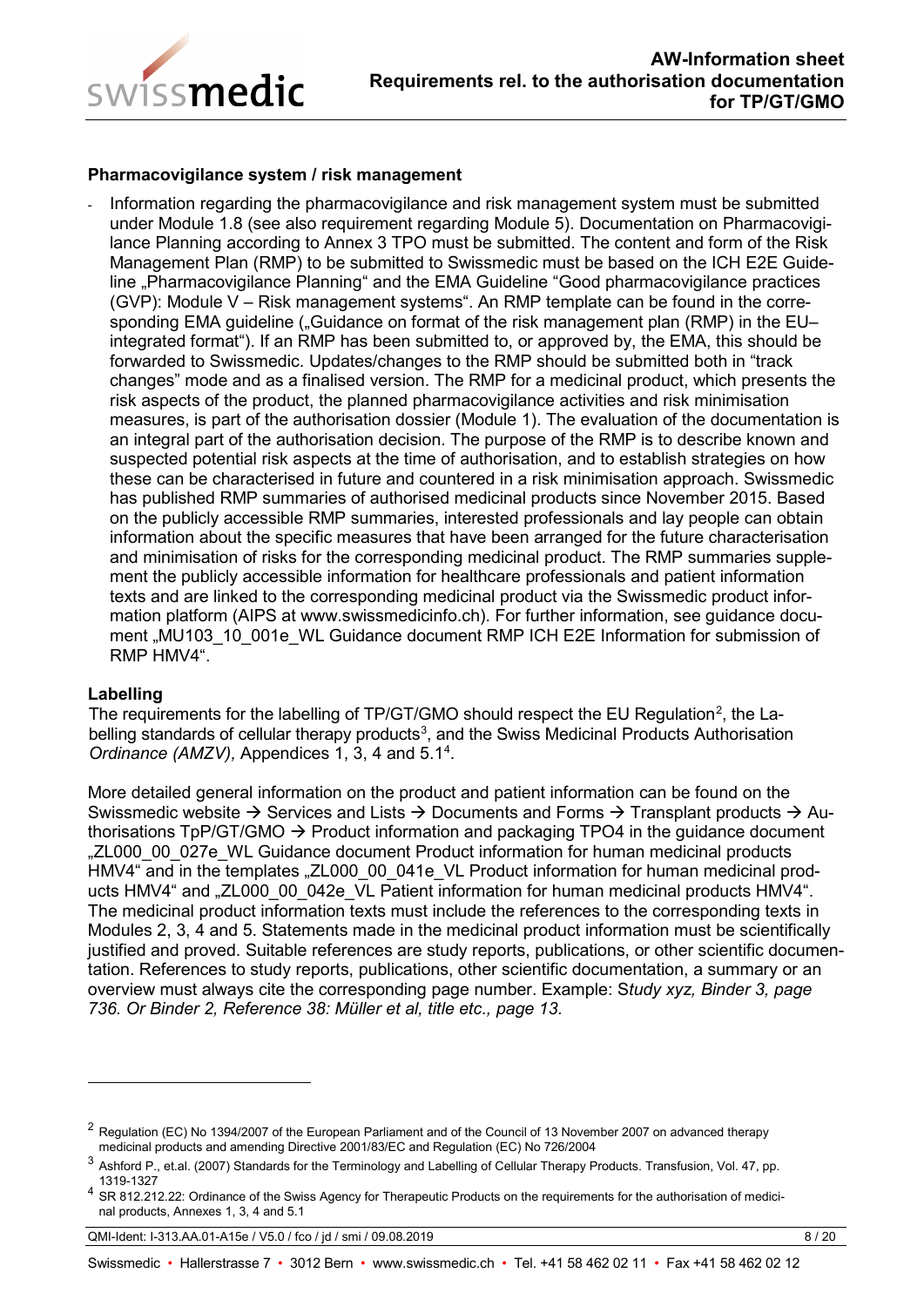**Pharmacovigilance system / risk management**

- Information regarding the pharmacovigilance and risk management system must be submitted under Module 1.8 (see also requirement regarding Module 5). Documentation on Pharmacovigilance Planning according to Annex 3 TPO must be submitted. The content and form of the Risk Management Plan (RMP) to be submitted to Swissmedic must be based on the ICH E2E Guideline „Pharmacovigilance Planning“ and the EMA Guideline “Good pharmacovigilance practices (GVP): Module V – Risk management systems”. An RMP template can be found in the corresponding EMA guideline („Guidance on format of the risk management plan (RMP) in the EU–integrated format“). If an RMP has been submitted to, or approved by, the EMA, this should be forwarded to Swissmedic. Updates/changes to the RMP should be submitted both in “track changes” mode and as a finalised version. The RMP for a medicinal product, which presents the risk aspects of the product, the planned pharmacovigilance activities and risk minimisation measures, is part of the authorisation dossier (Module 1). The evaluation of the documentation is an integral part of the authorisation decision. The purpose of the RMP is to describe known and suspected potential risk aspects at the time of authorisation, and to establish strategies on how these can be characterised in future and countered in a risk minimisation approach. Swissmedic has published RMP summaries of authorised medicinal products since November 2015. Based on the publicly accessible RMP summaries, interested professionals and lay people can obtain information about the specific measures that have been arranged for the future characterisation and minimisation of risks for the corresponding medicinal product. The RMP summaries supplement the publicly accessible information for healthcare professionals and patient information texts and are linked to the corresponding medicinal product via the Swissmedic product information platform (AIPS at www.swissmedicinfo.ch). For further information, see guidance document „MU103_10_001e_WL Guidance document RMP ICH E2E Information for submission of RMP HMV4“.

**Labelling**

The requirements for the labelling of TP/GT/GMO should respect the EU Regulation[2], the Labelling standards of cellular therapy products[3], and the Swiss Medicinal Products Authorisation *Ordinance (AMZV),* Appendices 1, 3, 4 and 5.1[4].

More detailed general information on the product and patient information can be found on the Swissmedic website → Services and Lists → Documents and Forms → Transplant products → Authorisations TpP/GT/GMO → Product information and packaging TPO4 in the guidance document „ZL000_00_027e_WL Guidance document Product information for human medicinal products HMV4“ and in the templates „ZL000_00_041e_VL Product information for human medicinal products HMV4“ and „ZL000_00_042e_VL Patient information for human medicinal products HMV4“. The medicinal product information texts must include the references to the corresponding texts in Modules 2, 3, 4 and 5. Statements made in the medicinal product information must be scientifically justified and proved. Suitable references are study reports, publications, or other scientific documentation. References to study reports, publications, other scientific documentation, a summary or an overview must always cite the corresponding page number. Example: S*tudy xyz, Binder 3, page 736. Or Binder 2, Reference 38: Müller et al, title etc., page 13.*

---

[2] Regulation (EC) No 1394/2007 of the European Parliament and of the Council of 13 November 2007 on advanced therapy medicinal products and amending Directive 2001/83/EC and Regulation (EC) No 726/2004

[3] Ashford P., et.al. (2007) Standards for the Terminology and Labelling of Cellular Therapy Products. Transfusion, Vol. 47, pp. 1319-1327

[4] SR 812.212.22: Ordinance of the Swiss Agency for Therapeutic Products on the requirements for the authorisation of medicinal products, Annexes 1, 3, 4 and 5.1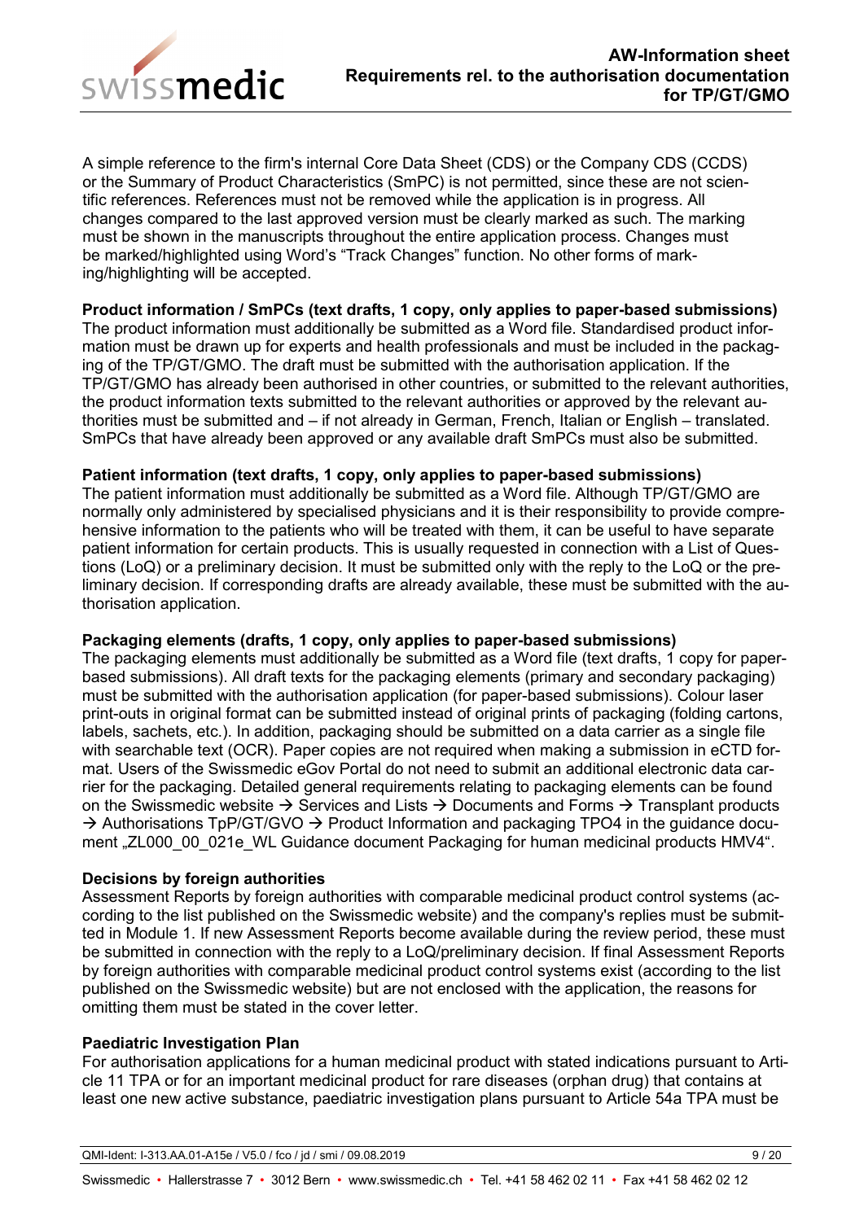A simple reference to the firm's internal Core Data Sheet (CDS) or the Company CDS (CCDS) or the Summary of Product Characteristics (SmPC) is not permitted, since these are not scientific references. References must not be removed while the application is in progress. All changes compared to the last approved version must be clearly marked as such. The marking must be shown in the manuscripts throughout the entire application process. Changes must be marked/highlighted using Word's "Track Changes" function. No other forms of marking/highlighting will be accepted.

**Product information / SmPCs (text drafts, 1 copy, only applies to paper-based submissions)**
The product information must additionally be submitted as a Word file. Standardised product information must be drawn up for experts and health professionals and must be included in the packaging of the TP/GT/GMO. The draft must be submitted with the authorisation application. If the TP/GT/GMO has already been authorised in other countries, or submitted to the relevant authorities, the product information texts submitted to the relevant authorities or approved by the relevant authorities must be submitted and – if not already in German, French, Italian or English – translated. SmPCs that have already been approved or any available draft SmPCs must also be submitted.

**Patient information (text drafts, 1 copy, only applies to paper-based submissions)**
The patient information must additionally be submitted as a Word file. Although TP/GT/GMO are normally only administered by specialised physicians and it is their responsibility to provide comprehensive information to the patients who will be treated with them, it can be useful to have separate patient information for certain products. This is usually requested in connection with a List of Questions (LoQ) or a preliminary decision. It must be submitted only with the reply to the LoQ or the preliminary decision. If corresponding drafts are already available, these must be submitted with the authorisation application.

**Packaging elements (drafts, 1 copy, only applies to paper-based submissions)**
The packaging elements must additionally be submitted as a Word file (text drafts, 1 copy for paper-based submissions). All draft texts for the packaging elements (primary and secondary packaging) must be submitted with the authorisation application (for paper-based submissions). Colour laser print-outs in original format can be submitted instead of original prints of packaging (folding cartons, labels, sachets, etc.). In addition, packaging should be submitted on a data carrier as a single file with searchable text (OCR). Paper copies are not required when making a submission in eCTD format. Users of the Swissmedic eGov Portal do not need to submit an additional electronic data carrier for the packaging. Detailed general requirements relating to packaging elements can be found on the Swissmedic website → Services and Lists → Documents and Forms → Transplant products → Authorisations TpP/GT/GVO → Product Information and packaging TPO4 in the guidance document „ZL000_00_021e_WL Guidance document Packaging for human medicinal products HMV4".

**Decisions by foreign authorities**
Assessment Reports by foreign authorities with comparable medicinal product control systems (according to the list published on the Swissmedic website) and the company's replies must be submitted in Module 1. If new Assessment Reports become available during the review period, these must be submitted in connection with the reply to a LoQ/preliminary decision. If final Assessment Reports by foreign authorities with comparable medicinal product control systems exist (according to the list published on the Swissmedic website) but are not enclosed with the application, the reasons for omitting them must be stated in the cover letter.

**Paediatric Investigation Plan**
For authorisation applications for a human medicinal product with stated indications pursuant to Article 11 TPA or for an important medicinal product for rare diseases (orphan drug) that contains at least one new active substance, paediatric investigation plans pursuant to Article 54a TPA must be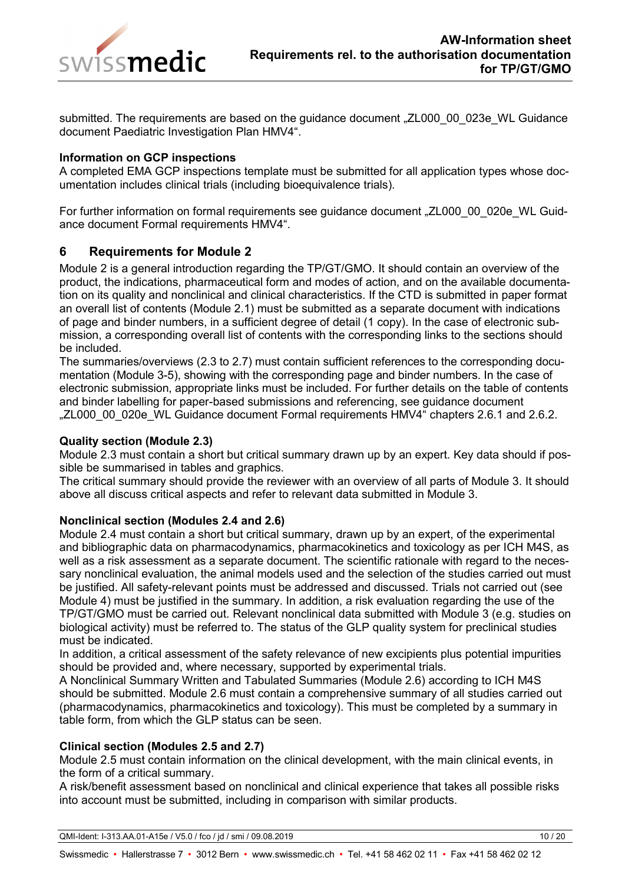submitted. The requirements are based on the guidance document „ZL000_00_023e_WL Guidance document Paediatric Investigation Plan HMV4".

**Information on GCP inspections**

A completed EMA GCP inspections template must be submitted for all application types whose documentation includes clinical trials (including bioequivalence trials).

For further information on formal requirements see guidance document „ZL000_00_020e_WL Guidance document Formal requirements HMV4".

## 6 Requirements for Module 2

Module 2 is a general introduction regarding the TP/GT/GMO. It should contain an overview of the product, the indications, pharmaceutical form and modes of action, and on the available documentation on its quality and nonclinical and clinical characteristics. If the CTD is submitted in paper format an overall list of contents (Module 2.1) must be submitted as a separate document with indications of page and binder numbers, in a sufficient degree of detail (1 copy). In the case of electronic submission, a corresponding overall list of contents with the corresponding links to the sections should be included.
The summaries/overviews (2.3 to 2.7) must contain sufficient references to the corresponding documentation (Module 3-5), showing with the corresponding page and binder numbers. In the case of electronic submission, appropriate links must be included. For further details on the table of contents and binder labelling for paper-based submissions and referencing, see guidance document „ZL000_00_020e_WL Guidance document Formal requirements HMV4" chapters 2.6.1 and 2.6.2.

**Quality section (Module 2.3)**

Module 2.3 must contain a short but critical summary drawn up by an expert. Key data should if possible be summarised in tables and graphics.
The critical summary should provide the reviewer with an overview of all parts of Module 3. It should above all discuss critical aspects and refer to relevant data submitted in Module 3.

**Nonclinical section (Modules 2.4 and 2.6)**

Module 2.4 must contain a short but critical summary, drawn up by an expert, of the experimental and bibliographic data on pharmacodynamics, pharmacokinetics and toxicology as per ICH M4S, as well as a risk assessment as a separate document. The scientific rationale with regard to the necessary nonclinical evaluation, the animal models used and the selection of the studies carried out must be justified. All safety-relevant points must be addressed and discussed. Trials not carried out (see Module 4) must be justified in the summary. In addition, a risk evaluation regarding the use of the TP/GT/GMO must be carried out. Relevant nonclinical data submitted with Module 3 (e.g. studies on biological activity) must be referred to. The status of the GLP quality system for preclinical studies must be indicated.
In addition, a critical assessment of the safety relevance of new excipients plus potential impurities should be provided and, where necessary, supported by experimental trials.
A Nonclinical Summary Written and Tabulated Summaries (Module 2.6) according to ICH M4S should be submitted. Module 2.6 must contain a comprehensive summary of all studies carried out (pharmacodynamics, pharmacokinetics and toxicology). This must be completed by a summary in table form, from which the GLP status can be seen.

**Clinical section (Modules 2.5 and 2.7)**

Module 2.5 must contain information on the clinical development, with the main clinical events, in the form of a critical summary.
A risk/benefit assessment based on nonclinical and clinical experience that takes all possible risks into account must be submitted, including in comparison with similar products.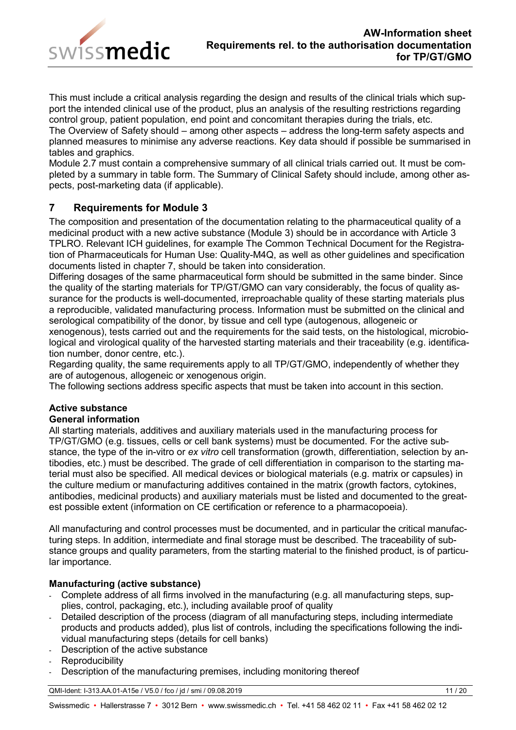This must include a critical analysis regarding the design and results of the clinical trials which support the intended clinical use of the product, plus an analysis of the resulting restrictions regarding control group, patient population, end point and concomitant therapies during the trials, etc.
The Overview of Safety should – among other aspects – address the long-term safety aspects and planned measures to minimise any adverse reactions. Key data should if possible be summarised in tables and graphics.
Module 2.7 must contain a comprehensive summary of all clinical trials carried out. It must be completed by a summary in table form. The Summary of Clinical Safety should include, among other aspects, post-marketing data (if applicable).

## 7 Requirements for Module 3

The composition and presentation of the documentation relating to the pharmaceutical quality of a medicinal product with a new active substance (Module 3) should be in accordance with Article 3 TPLRO. Relevant ICH guidelines, for example The Common Technical Document for the Registration of Pharmaceuticals for Human Use: Quality-M4Q, as well as other guidelines and specification documents listed in chapter 7, should be taken into consideration.
Differing dosages of the same pharmaceutical form should be submitted in the same binder. Since the quality of the starting materials for TP/GT/GMO can vary considerably, the focus of quality assurance for the products is well-documented, irreproachable quality of these starting materials plus a reproducible, validated manufacturing process. Information must be submitted on the clinical and serological compatibility of the donor, by tissue and cell type (autogenous, allogeneic or xenogenous), tests carried out and the requirements for the said tests, on the histological, microbiological and virological quality of the harvested starting materials and their traceability (e.g. identification number, donor centre, etc.).
Regarding quality, the same requirements apply to all TP/GT/GMO, independently of whether they are of autogenous, allogeneic or xenogenous origin.
The following sections address specific aspects that must be taken into account in this section.

**Active substance**
**General information**
All starting materials, additives and auxiliary materials used in the manufacturing process for TP/GT/GMO (e.g. tissues, cells or cell bank systems) must be documented. For the active substance, the type of the in-vitro or *ex vitro* cell transformation (growth, differentiation, selection by antibodies, etc.) must be described. The grade of cell differentiation in comparison to the starting material must also be specified. All medical devices or biological materials (e.g. matrix or capsules) in the culture medium or manufacturing additives contained in the matrix (growth factors, cytokines, antibodies, medicinal products) and auxiliary materials must be listed and documented to the greatest possible extent (information on CE certification or reference to a pharmacopoeia).

All manufacturing and control processes must be documented, and in particular the critical manufacturing steps. In addition, intermediate and final storage must be described. The traceability of substance groups and quality parameters, from the starting material to the finished product, is of particular importance.

**Manufacturing (active substance)**

- Complete address of all firms involved in the manufacturing (e.g. all manufacturing steps, supplies, control, packaging, etc.), including available proof of quality
- Detailed description of the process (diagram of all manufacturing steps, including intermediate products and products added), plus list of controls, including the specifications following the individual manufacturing steps (details for cell banks)
- Description of the active substance
- Reproducibility
- Description of the manufacturing premises, including monitoring thereof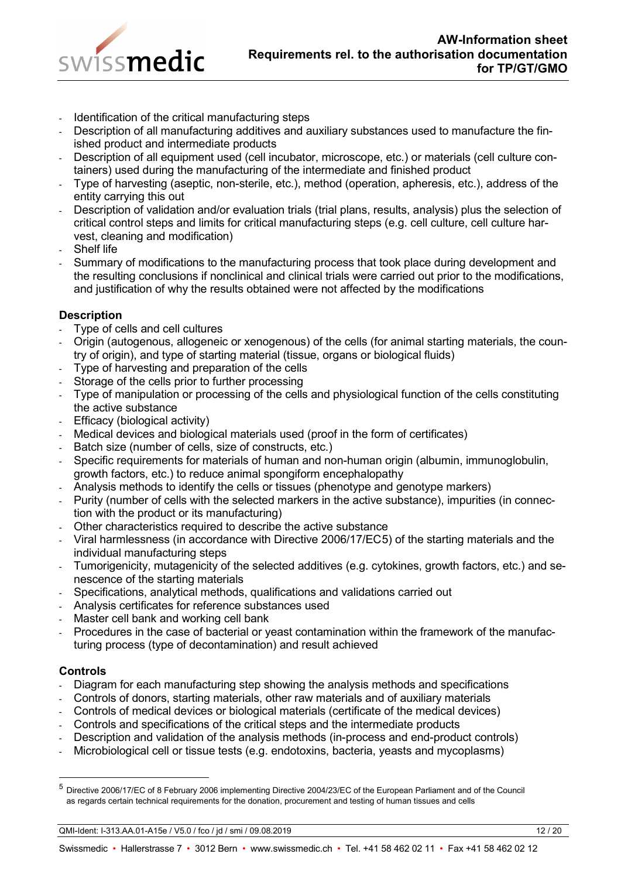- Identification of the critical manufacturing steps
- Description of all manufacturing additives and auxiliary substances used to manufacture the finished product and intermediate products
- Description of all equipment used (cell incubator, microscope, etc.) or materials (cell culture containers) used during the manufacturing of the intermediate and finished product
- Type of harvesting (aseptic, non-sterile, etc.), method (operation, apheresis, etc.), address of the entity carrying this out
- Description of validation and/or evaluation trials (trial plans, results, analysis) plus the selection of critical control steps and limits for critical manufacturing steps (e.g. cell culture, cell culture harvest, cleaning and modification)
- Shelf life
- Summary of modifications to the manufacturing process that took place during development and the resulting conclusions if nonclinical and clinical trials were carried out prior to the modifications, and justification of why the results obtained were not affected by the modifications

**Description**

- Type of cells and cell cultures
- Origin (autogenous, allogeneic or xenogenous) of the cells (for animal starting materials, the country of origin), and type of starting material (tissue, organs or biological fluids)
- Type of harvesting and preparation of the cells
- Storage of the cells prior to further processing
- Type of manipulation or processing of the cells and physiological function of the cells constituting the active substance
- Efficacy (biological activity)
- Medical devices and biological materials used (proof in the form of certificates)
- Batch size (number of cells, size of constructs, etc.)
- Specific requirements for materials of human and non-human origin (albumin, immunoglobulin, growth factors, etc.) to reduce animal spongiform encephalopathy
- Analysis methods to identify the cells or tissues (phenotype and genotype markers)
- Purity (number of cells with the selected markers in the active substance), impurities (in connection with the product or its manufacturing)
- Other characteristics required to describe the active substance
- Viral harmlessness (in accordance with Directive 2006/17/EC[5]) of the starting materials and the individual manufacturing steps
- Tumorigenicity, mutagenicity of the selected additives (e.g. cytokines, growth factors, etc.) and senescence of the starting materials
- Specifications, analytical methods, qualifications and validations carried out
- Analysis certificates for reference substances used
- Master cell bank and working cell bank
- Procedures in the case of bacterial or yeast contamination within the framework of the manufacturing process (type of decontamination) and result achieved

**Controls**

- Diagram for each manufacturing step showing the analysis methods and specifications
- Controls of donors, starting materials, other raw materials and of auxiliary materials
- Controls of medical devices or biological materials (certificate of the medical devices)
- Controls and specifications of the critical steps and the intermediate products
- Description and validation of the analysis methods (in-process and end-product controls)
- Microbiological cell or tissue tests (e.g. endotoxins, bacteria, yeasts and mycoplasms)

---

[5] Directive 2006/17/EC of 8 February 2006 implementing Directive 2004/23/EC of the European Parliament and of the Council as regards certain technical requirements for the donation, procurement and testing of human tissues and cells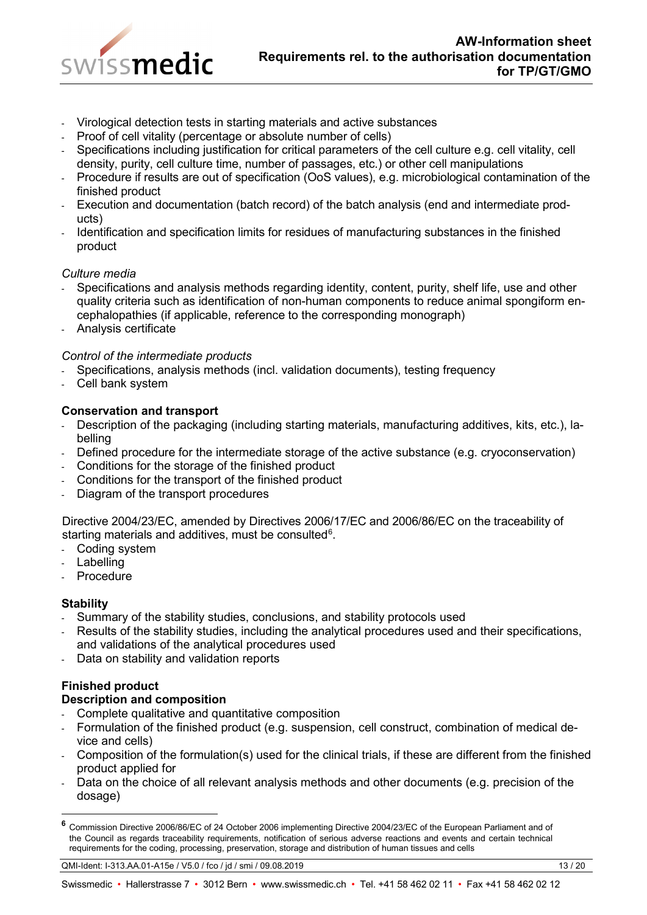- Virological detection tests in starting materials and active substances
- Proof of cell vitality (percentage or absolute number of cells)
- Specifications including justification for critical parameters of the cell culture e.g. cell vitality, cell density, purity, cell culture time, number of passages, etc.) or other cell manipulations
- Procedure if results are out of specification (OoS values), e.g. microbiological contamination of the finished product
- Execution and documentation (batch record) of the batch analysis (end and intermediate products)
- Identification and specification limits for residues of manufacturing substances in the finished product

*Culture media*

- Specifications and analysis methods regarding identity, content, purity, shelf life, use and other quality criteria such as identification of non-human components to reduce animal spongiform encephalopathies (if applicable, reference to the corresponding monograph)
- Analysis certificate

*Control of the intermediate products*

- Specifications, analysis methods (incl. validation documents), testing frequency
- Cell bank system

**Conservation and transport**

- Description of the packaging (including starting materials, manufacturing additives, kits, etc.), labelling
- Defined procedure for the intermediate storage of the active substance (e.g. cryoconservation)
- Conditions for the storage of the finished product
- Conditions for the transport of the finished product
- Diagram of the transport procedures

Directive 2004/23/EC, amended by Directives 2006/17/EC and 2006/86/EC on the traceability of starting materials and additives, must be consulted[6].

- Coding system
- Labelling
- Procedure

**Stability**

- Summary of the stability studies, conclusions, and stability protocols used
- Results of the stability studies, including the analytical procedures used and their specifications, and validations of the analytical procedures used
- Data on stability and validation reports

**Finished product**

**Description and composition**

- Complete qualitative and quantitative composition
- Formulation of the finished product (e.g. suspension, cell construct, combination of medical device and cells)
- Composition of the formulation(s) used for the clinical trials, if these are different from the finished product applied for
- Data on the choice of all relevant analysis methods and other documents (e.g. precision of the dosage)

---

[6] Commission Directive 2006/86/EC of 24 October 2006 implementing Directive 2004/23/EC of the European Parliament and of the Council as regards traceability requirements, notification of serious adverse reactions and events and certain technical requirements for the coding, processing, preservation, storage and distribution of human tissues and cells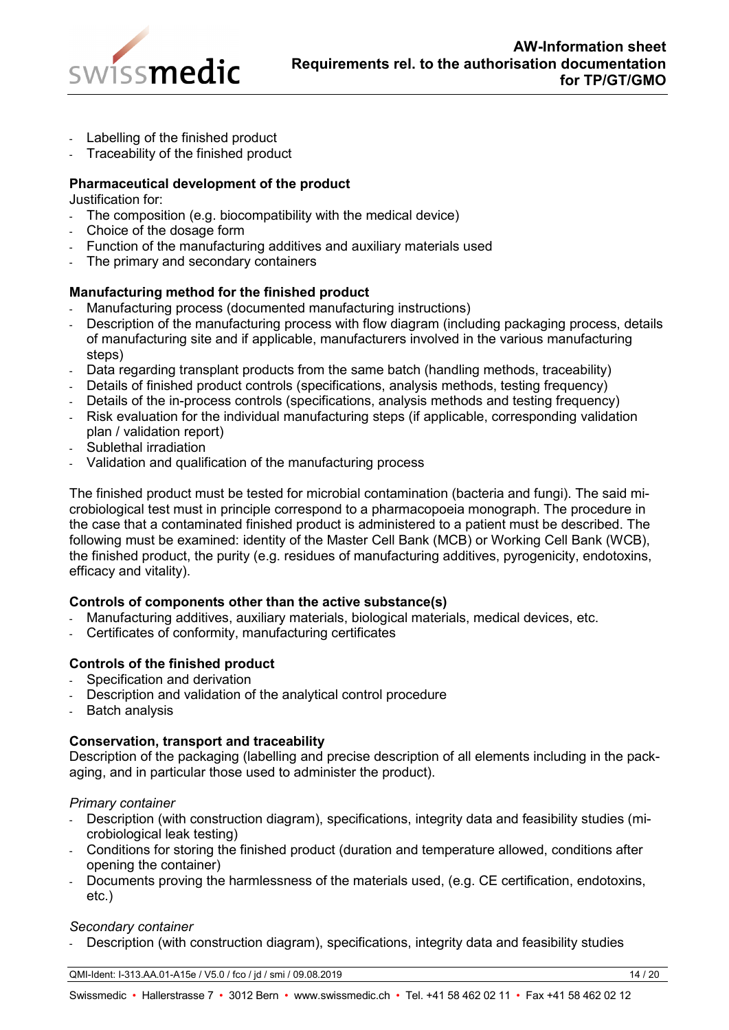- Labelling of the finished product
- Traceability of the finished product

**Pharmaceutical development of the product**

Justification for:

- The composition (e.g. biocompatibility with the medical device)
- Choice of the dosage form
- Function of the manufacturing additives and auxiliary materials used
- The primary and secondary containers

**Manufacturing method for the finished product**

- Manufacturing process (documented manufacturing instructions)
- Description of the manufacturing process with flow diagram (including packaging process, details of manufacturing site and if applicable, manufacturers involved in the various manufacturing steps)
- Data regarding transplant products from the same batch (handling methods, traceability)
- Details of finished product controls (specifications, analysis methods, testing frequency)
- Details of the in-process controls (specifications, analysis methods and testing frequency)
- Risk evaluation for the individual manufacturing steps (if applicable, corresponding validation plan / validation report)
- Sublethal irradiation
- Validation and qualification of the manufacturing process

The finished product must be tested for microbial contamination (bacteria and fungi). The said microbiological test must in principle correspond to a pharmacopoeia monograph. The procedure in the case that a contaminated finished product is administered to a patient must be described. The following must be examined: identity of the Master Cell Bank (MCB) or Working Cell Bank (WCB), the finished product, the purity (e.g. residues of manufacturing additives, pyrogenicity, endotoxins, efficacy and vitality).

**Controls of components other than the active substance(s)**

- Manufacturing additives, auxiliary materials, biological materials, medical devices, etc.
- Certificates of conformity, manufacturing certificates

**Controls of the finished product**

- Specification and derivation
- Description and validation of the analytical control procedure
- Batch analysis

**Conservation, transport and traceability**

Description of the packaging (labelling and precise description of all elements including in the packaging, and in particular those used to administer the product).

*Primary container*

- Description (with construction diagram), specifications, integrity data and feasibility studies (microbiological leak testing)
- Conditions for storing the finished product (duration and temperature allowed, conditions after opening the container)
- Documents proving the harmlessness of the materials used, (e.g. CE certification, endotoxins, etc.)

*Secondary container*

- Description (with construction diagram), specifications, integrity data and feasibility studies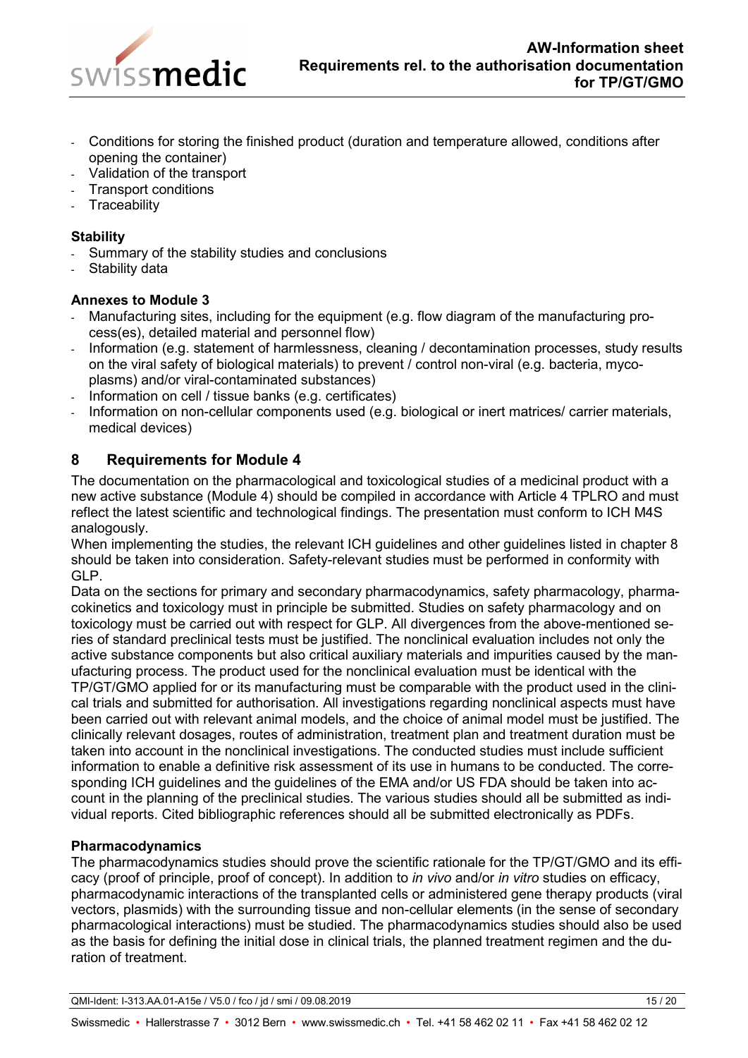- Conditions for storing the finished product (duration and temperature allowed, conditions after opening the container)
- Validation of the transport
- Transport conditions
- Traceability

**Stability**

- Summary of the stability studies and conclusions
- Stability data

**Annexes to Module 3**

- Manufacturing sites, including for the equipment (e.g. flow diagram of the manufacturing process(es), detailed material and personnel flow)
- Information (e.g. statement of harmlessness, cleaning / decontamination processes, study results on the viral safety of biological materials) to prevent / control non-viral (e.g. bacteria, mycoplasms) and/or viral-contaminated substances)
- Information on cell / tissue banks (e.g. certificates)
- Information on non-cellular components used (e.g. biological or inert matrices/ carrier materials, medical devices)

## 8 Requirements for Module 4

The documentation on the pharmacological and toxicological studies of a medicinal product with a new active substance (Module 4) should be compiled in accordance with Article 4 TPLRO and must reflect the latest scientific and technological findings. The presentation must conform to ICH M4S analogously.
When implementing the studies, the relevant ICH guidelines and other guidelines listed in chapter 8 should be taken into consideration. Safety-relevant studies must be performed in conformity with GLP.
Data on the sections for primary and secondary pharmacodynamics, safety pharmacology, pharmacokinetics and toxicology must in principle be submitted. Studies on safety pharmacology and on toxicology must be carried out with respect for GLP. All divergences from the above-mentioned series of standard preclinical tests must be justified. The nonclinical evaluation includes not only the active substance components but also critical auxiliary materials and impurities caused by the manufacturing process. The product used for the nonclinical evaluation must be identical with the TP/GT/GMO applied for or its manufacturing must be comparable with the product used in the clinical trials and submitted for authorisation. All investigations regarding nonclinical aspects must have been carried out with relevant animal models, and the choice of animal model must be justified. The clinically relevant dosages, routes of administration, treatment plan and treatment duration must be taken into account in the nonclinical investigations. The conducted studies must include sufficient information to enable a definitive risk assessment of its use in humans to be conducted. The corresponding ICH guidelines and the guidelines of the EMA and/or US FDA should be taken into account in the planning of the preclinical studies. The various studies should all be submitted as individual reports. Cited bibliographic references should all be submitted electronically as PDFs.

**Pharmacodynamics**

The pharmacodynamics studies should prove the scientific rationale for the TP/GT/GMO and its efficacy (proof of principle, proof of concept). In addition to *in vivo* and/or *in vitro* studies on efficacy, pharmacodynamic interactions of the transplanted cells or administered gene therapy products (viral vectors, plasmids) with the surrounding tissue and non-cellular elements (in the sense of secondary pharmacological interactions) must be studied. The pharmacodynamics studies should also be used as the basis for defining the initial dose in clinical trials, the planned treatment regimen and the duration of treatment.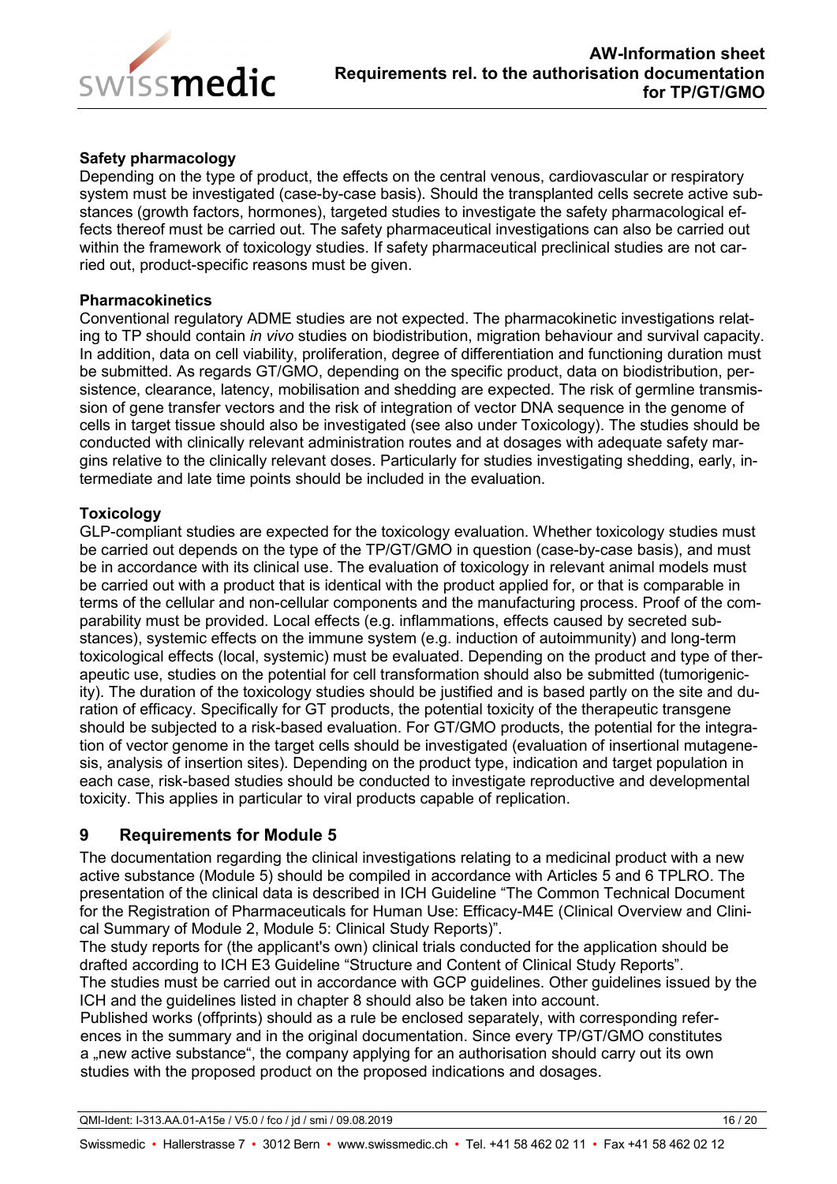**Safety pharmacology**

Depending on the type of product, the effects on the central venous, cardiovascular or respiratory system must be investigated (case-by-case basis). Should the transplanted cells secrete active substances (growth factors, hormones), targeted studies to investigate the safety pharmacological effects thereof must be carried out. The safety pharmaceutical investigations can also be carried out within the framework of toxicology studies. If safety pharmaceutical preclinical studies are not carried out, product-specific reasons must be given.

**Pharmacokinetics**

Conventional regulatory ADME studies are not expected. The pharmacokinetic investigations relating to TP should contain *in vivo* studies on biodistribution, migration behaviour and survival capacity. In addition, data on cell viability, proliferation, degree of differentiation and functioning duration must be submitted. As regards GT/GMO, depending on the specific product, data on biodistribution, persistence, clearance, latency, mobilisation and shedding are expected. The risk of germline transmission of gene transfer vectors and the risk of integration of vector DNA sequence in the genome of cells in target tissue should also be investigated (see also under Toxicology). The studies should be conducted with clinically relevant administration routes and at dosages with adequate safety margins relative to the clinically relevant doses. Particularly for studies investigating shedding, early, intermediate and late time points should be included in the evaluation.

**Toxicology**

GLP-compliant studies are expected for the toxicology evaluation. Whether toxicology studies must be carried out depends on the type of the TP/GT/GMO in question (case-by-case basis), and must be in accordance with its clinical use. The evaluation of toxicology in relevant animal models must be carried out with a product that is identical with the product applied for, or that is comparable in terms of the cellular and non-cellular components and the manufacturing process. Proof of the comparability must be provided. Local effects (e.g. inflammations, effects caused by secreted substances), systemic effects on the immune system (e.g. induction of autoimmunity) and long-term toxicological effects (local, systemic) must be evaluated. Depending on the product and type of therapeutic use, studies on the potential for cell transformation should also be submitted (tumorigenicity). The duration of the toxicology studies should be justified and is based partly on the site and duration of efficacy. Specifically for GT products, the potential toxicity of the therapeutic transgene should be subjected to a risk-based evaluation. For GT/GMO products, the potential for the integration of vector genome in the target cells should be investigated (evaluation of insertional mutagenesis, analysis of insertion sites). Depending on the product type, indication and target population in each case, risk-based studies should be conducted to investigate reproductive and developmental toxicity. This applies in particular to viral products capable of replication.

## 9 Requirements for Module 5

The documentation regarding the clinical investigations relating to a medicinal product with a new active substance (Module 5) should be compiled in accordance with Articles 5 and 6 TPLRO. The presentation of the clinical data is described in ICH Guideline "The Common Technical Document for the Registration of Pharmaceuticals for Human Use: Efficacy-M4E (Clinical Overview and Clinical Summary of Module 2, Module 5: Clinical Study Reports)".

The study reports for (the applicant's own) clinical trials conducted for the application should be drafted according to ICH E3 Guideline "Structure and Content of Clinical Study Reports".

The studies must be carried out in accordance with GCP guidelines. Other guidelines issued by the ICH and the guidelines listed in chapter 8 should also be taken into account.

Published works (offprints) should as a rule be enclosed separately, with corresponding references in the summary and in the original documentation. Since every TP/GT/GMO constitutes a „new active substance", the company applying for an authorisation should carry out its own studies with the proposed product on the proposed indications and dosages.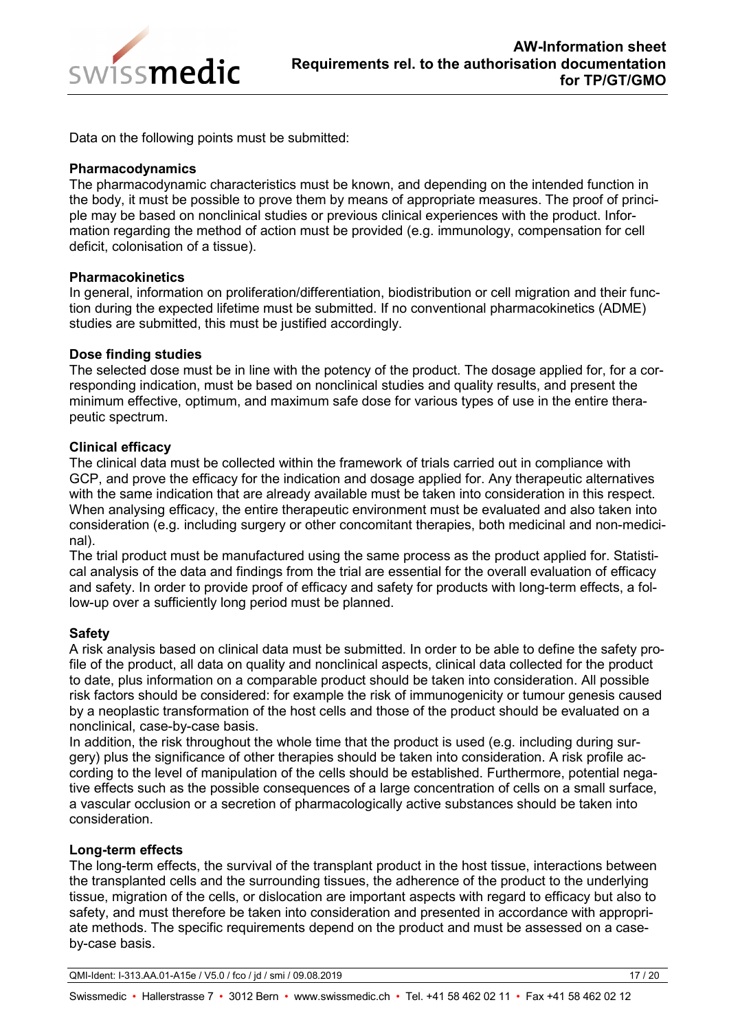Data on the following points must be submitted:

**Pharmacodynamics**

The pharmacodynamic characteristics must be known, and depending on the intended function in the body, it must be possible to prove them by means of appropriate measures. The proof of principle may be based on nonclinical studies or previous clinical experiences with the product. Information regarding the method of action must be provided (e.g. immunology, compensation for cell deficit, colonisation of a tissue).

**Pharmacokinetics**

In general, information on proliferation/differentiation, biodistribution or cell migration and their function during the expected lifetime must be submitted. If no conventional pharmacokinetics (ADME) studies are submitted, this must be justified accordingly.

**Dose finding studies**

The selected dose must be in line with the potency of the product. The dosage applied for, for a corresponding indication, must be based on nonclinical studies and quality results, and present the minimum effective, optimum, and maximum safe dose for various types of use in the entire therapeutic spectrum.

**Clinical efficacy**

The clinical data must be collected within the framework of trials carried out in compliance with GCP, and prove the efficacy for the indication and dosage applied for. Any therapeutic alternatives with the same indication that are already available must be taken into consideration in this respect. When analysing efficacy, the entire therapeutic environment must be evaluated and also taken into consideration (e.g. including surgery or other concomitant therapies, both medicinal and non-medicinal).

The trial product must be manufactured using the same process as the product applied for. Statistical analysis of the data and findings from the trial are essential for the overall evaluation of efficacy and safety. In order to provide proof of efficacy and safety for products with long-term effects, a follow-up over a sufficiently long period must be planned.

**Safety**

A risk analysis based on clinical data must be submitted. In order to be able to define the safety profile of the product, all data on quality and nonclinical aspects, clinical data collected for the product to date, plus information on a comparable product should be taken into consideration. All possible risk factors should be considered: for example the risk of immunogenicity or tumour genesis caused by a neoplastic transformation of the host cells and those of the product should be evaluated on a nonclinical, case-by-case basis.

In addition, the risk throughout the whole time that the product is used (e.g. including during surgery) plus the significance of other therapies should be taken into consideration. A risk profile according to the level of manipulation of the cells should be established. Furthermore, potential negative effects such as the possible consequences of a large concentration of cells on a small surface, a vascular occlusion or a secretion of pharmacologically active substances should be taken into consideration.

**Long-term effects**

The long-term effects, the survival of the transplant product in the host tissue, interactions between the transplanted cells and the surrounding tissues, the adherence of the product to the underlying tissue, migration of the cells, or dislocation are important aspects with regard to efficacy but also to safety, and must therefore be taken into consideration and presented in accordance with appropriate methods. The specific requirements depend on the product and must be assessed on a case-by-case basis.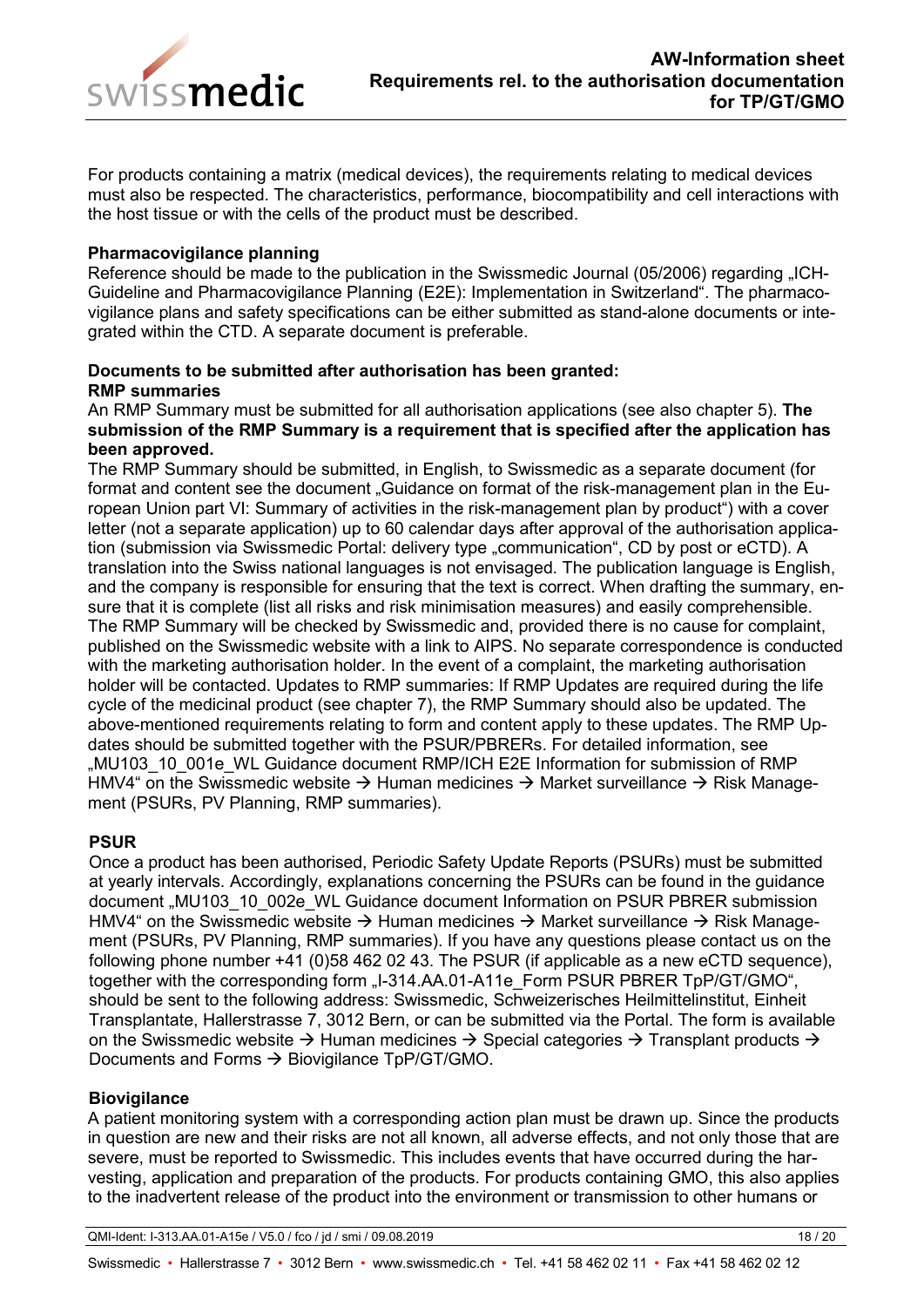For products containing a matrix (medical devices), the requirements relating to medical devices must also be respected. The characteristics, performance, biocompatibility and cell interactions with the host tissue or with the cells of the product must be described.

**Pharmacovigilance planning**

Reference should be made to the publication in the Swissmedic Journal (05/2006) regarding „ICH-Guideline and Pharmacovigilance Planning (E2E): Implementation in Switzerland". The pharmacovigilance plans and safety specifications can be either submitted as stand-alone documents or integrated within the CTD. A separate document is preferable.

**Documents to be submitted after authorisation has been granted:**

**RMP summaries**

An RMP Summary must be submitted for all authorisation applications (see also chapter 5). **The submission of the RMP Summary is a requirement that is specified after the application has been approved.**

The RMP Summary should be submitted, in English, to Swissmedic as a separate document (for format and content see the document „Guidance on format of the risk-management plan in the European Union part VI: Summary of activities in the risk-management plan by product") with a cover letter (not a separate application) up to 60 calendar days after approval of the authorisation application (submission via Swissmedic Portal: delivery type „communication", CD by post or eCTD). A translation into the Swiss national languages is not envisaged. The publication language is English, and the company is responsible for ensuring that the text is correct. When drafting the summary, ensure that it is complete (list all risks and risk minimisation measures) and easily comprehensible. The RMP Summary will be checked by Swissmedic and, provided there is no cause for complaint, published on the Swissmedic website with a link to AIPS. No separate correspondence is conducted with the marketing authorisation holder. In the event of a complaint, the marketing authorisation holder will be contacted. Updates to RMP summaries: If RMP Updates are required during the life cycle of the medicinal product (see chapter 7), the RMP Summary should also be updated. The above-mentioned requirements relating to form and content apply to these updates. The RMP Updates should be submitted together with the PSUR/PBRERs. For detailed information, see „MU103_10_001e_WL Guidance document RMP/ICH E2E Information for submission of RMP HMV4" on the Swissmedic website → Human medicines → Market surveillance → Risk Management (PSURs, PV Planning, RMP summaries).

**PSUR**

Once a product has been authorised, Periodic Safety Update Reports (PSURs) must be submitted at yearly intervals. Accordingly, explanations concerning the PSURs can be found in the guidance document „MU103_10_002e_WL Guidance document Information on PSUR PBRER submission HMV4" on the Swissmedic website → Human medicines → Market surveillance → Risk Management (PSURs, PV Planning, RMP summaries). If you have any questions please contact us on the following phone number +41 (0)58 462 02 43. The PSUR (if applicable as a new eCTD sequence), together with the corresponding form „I-314.AA.01-A11e_Form PSUR PBRER TpP/GT/GMO", should be sent to the following address: Swissmedic, Schweizerisches Heilmittelinstitut, Einheit Transplantate, Hallerstrasse 7, 3012 Bern, or can be submitted via the Portal. The form is available on the Swissmedic website → Human medicines → Special categories → Transplant products → Documents and Forms → Biovigilance TpP/GT/GMO.

**Biovigilance**

A patient monitoring system with a corresponding action plan must be drawn up. Since the products in question are new and their risks are not all known, all adverse effects, and not only those that are severe, must be reported to Swissmedic. This includes events that have occurred during the harvesting, application and preparation of the products. For products containing GMO, this also applies to the inadvertent release of the product into the environment or transmission to other humans or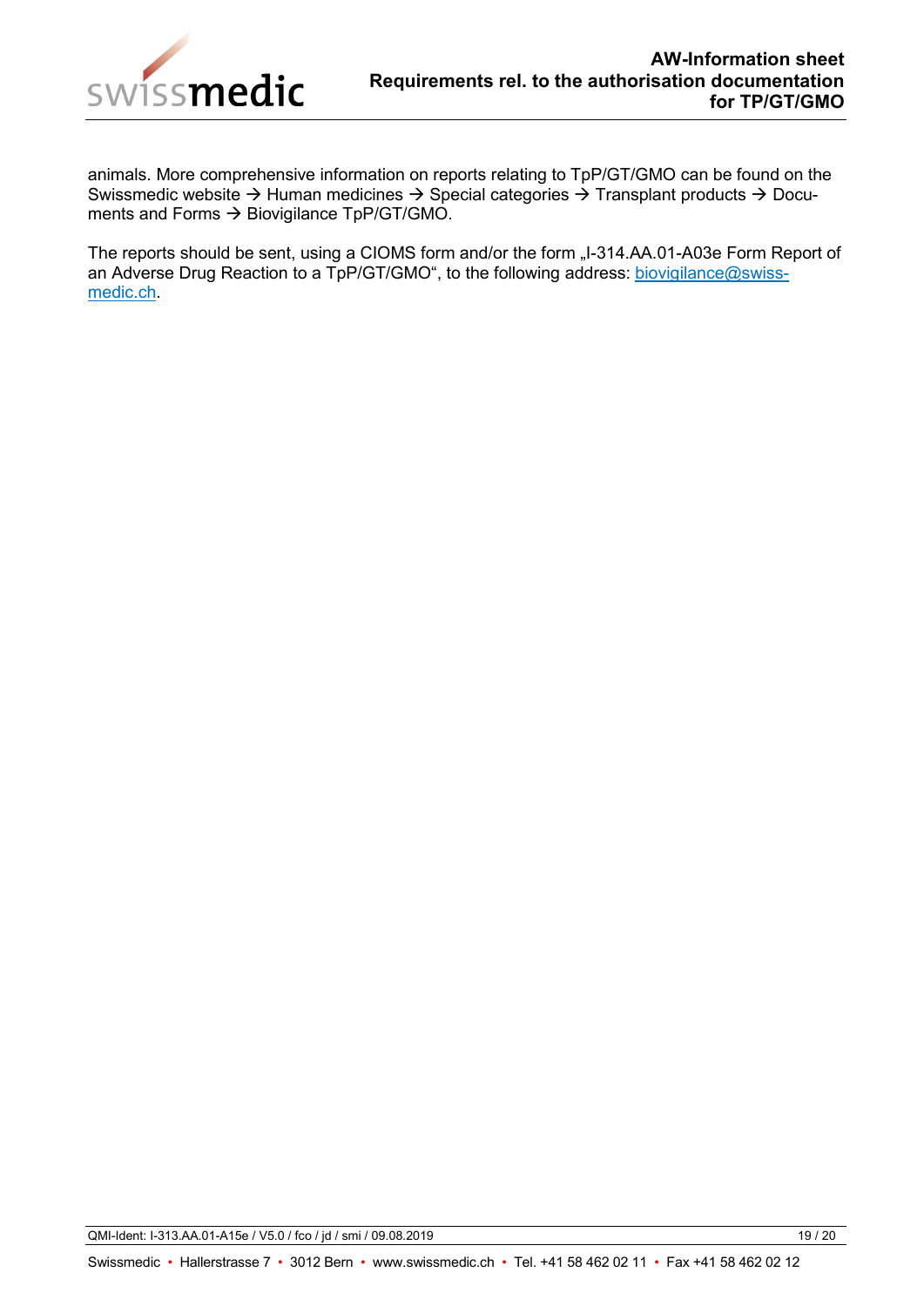animals. More comprehensive information on reports relating to TpP/GT/GMO can be found on the Swissmedic website → Human medicines → Special categories → Transplant products → Documents and Forms → Biovigilance TpP/GT/GMO.

The reports should be sent, using a CIOMS form and/or the form „I-314.AA.01-A03e Form Report of an Adverse Drug Reaction to a TpP/GT/GMO“, to the following address: biovigilance@swissmedic.ch.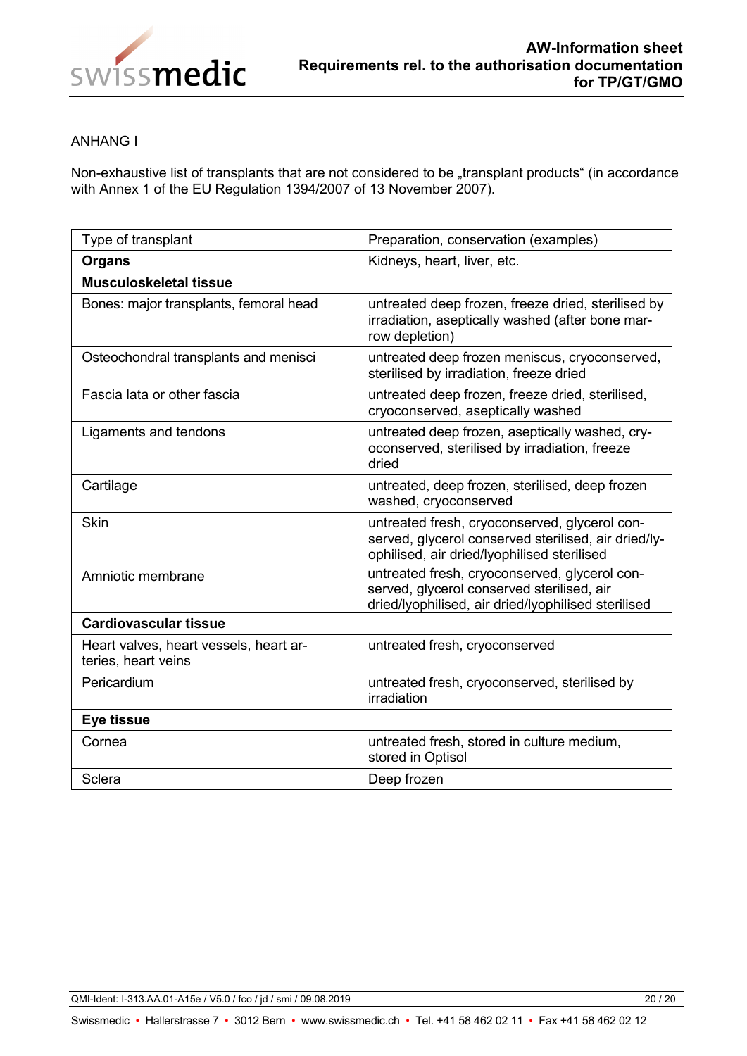ANHANG I

Non-exhaustive list of transplants that are not considered to be „transplant products“ (in accordance with Annex 1 of the EU Regulation 1394/2007 of 13 November 2007).

| Type of transplant | Preparation, conservation (examples) |
|---|---|
| **Organs** | Kidneys, heart, liver, etc. |
| **Musculoskeletal tissue** | |
| Bones: major transplants, femoral head | untreated deep frozen, freeze dried, sterilised by irradiation, aseptically washed (after bone marrow depletion) |
| Osteochondral transplants and menisci | untreated deep frozen meniscus, cryoconserved, sterilised by irradiation, freeze dried |
| Fascia lata or other fascia | untreated deep frozen, freeze dried, sterilised, cryoconserved, aseptically washed |
| Ligaments and tendons | untreated deep frozen, aseptically washed, cryoconserved, sterilised by irradiation, freeze dried |
| Cartilage | untreated, deep frozen, sterilised, deep frozen washed, cryoconserved |
| Skin | untreated fresh, cryoconserved, glycerol conserved, glycerol conserved sterilised, air dried/lyophilised, air dried/lyophilised sterilised |
| Amniotic membrane | untreated fresh, cryoconserved, glycerol conserved, glycerol conserved sterilised, air dried/lyophilised, air dried/lyophilised sterilised |
| **Cardiovascular tissue** | |
| Heart valves, heart vessels, heart arteries, heart veins | untreated fresh, cryoconserved |
| Pericardium | untreated fresh, cryoconserved, sterilised by irradiation |
| **Eye tissue** | |
| Cornea | untreated fresh, stored in culture medium, stored in Optisol |
| Sclera | Deep frozen |